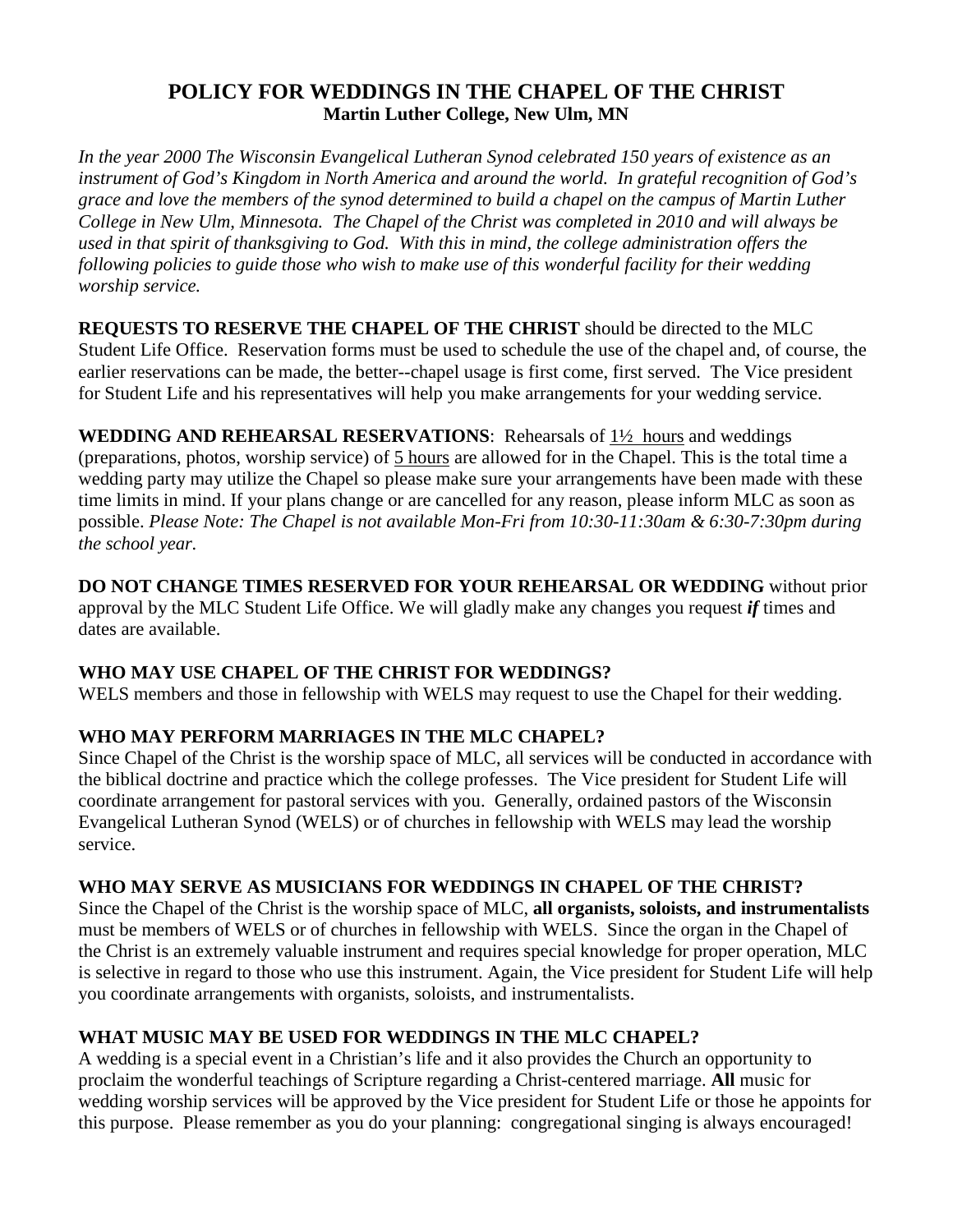# POLICY FOR WEDDINGS IN THE CHAPEL OF THE CHRIST

**Martin Luther College, New Ulm, MN**

*In the year 2000 The Wisconsin Evangelical Lutheran Synod celebrated 150 years of existence as an instrument of God's Kingdom in North America and around the world. In grateful recognition of God's grace and love the members of the synod determined to build a chapel on the campus of Martin Luther College in New Ulm, Minnesota. The Chapel of the Christ was completed in 2010 and will always be used in that spirit of thanksgiving to God. With this in mind, the college administration offers the following policies to guide those who wish to make use of this wonderful facility for their wedding worship service.*

**REQUESTS TO RESERVE THE CHAPEL OF THE CHRIST** should be directed to the MLC Student Life Office. Reservation forms must be used to schedule the use of the chapel and, of course, the earlier reservations can be made, the better--chapel usage is first come, first served. The Vice president for Student Life and his representatives will help you make arrangements for your wedding service.

**WEDDING AND REHEARSAL RESERVATIONS**: Rehearsals of <u>1½ hours</u> and weddings (preparations, photos, worship service) of <u>5 hours</u> are allowed for in the Chapel. This is the total time a wedding party may utilize the Chapel so please make sure your arrangements have been made with these time limits in mind. If your plans change or are cancelled for any reason, please inform MLC as soon as possible. *Please Note: The Chapel is not available Mon-Fri from 10:30-11:30am & 6:30-7:30pm during the school year.*

**DO NOT CHANGE TIMES RESERVED FOR YOUR REHEARSAL OR WEDDING** without prior approval by the MLC Student Life Office. We will gladly make any changes you request ***if*** times and dates are available.

**WHO MAY USE CHAPEL OF THE CHRIST FOR WEDDINGS?**

WELS members and those in fellowship with WELS may request to use the Chapel for their wedding.

**WHO MAY PERFORM MARRIAGES IN THE MLC CHAPEL?**

Since Chapel of the Christ is the worship space of MLC, all services will be conducted in accordance with the biblical doctrine and practice which the college professes. The Vice president for Student Life will coordinate arrangement for pastoral services with you. Generally, ordained pastors of the Wisconsin Evangelical Lutheran Synod (WELS) or of churches in fellowship with WELS may lead the worship service.

**WHO MAY SERVE AS MUSICIANS FOR WEDDINGS IN CHAPEL OF THE CHRIST?**

Since the Chapel of the Christ is the worship space of MLC, **all organists, soloists, and instrumentalists** must be members of WELS or of churches in fellowship with WELS. Since the organ in the Chapel of the Christ is an extremely valuable instrument and requires special knowledge for proper operation, MLC is selective in regard to those who use this instrument. Again, the Vice president for Student Life will help you coordinate arrangements with organists, soloists, and instrumentalists.

**WHAT MUSIC MAY BE USED FOR WEDDINGS IN THE MLC CHAPEL?**

A wedding is a special event in a Christian's life and it also provides the Church an opportunity to proclaim the wonderful teachings of Scripture regarding a Christ-centered marriage. **All** music for wedding worship services will be approved by the Vice president for Student Life or those he appoints for this purpose. Please remember as you do your planning: congregational singing is always encouraged!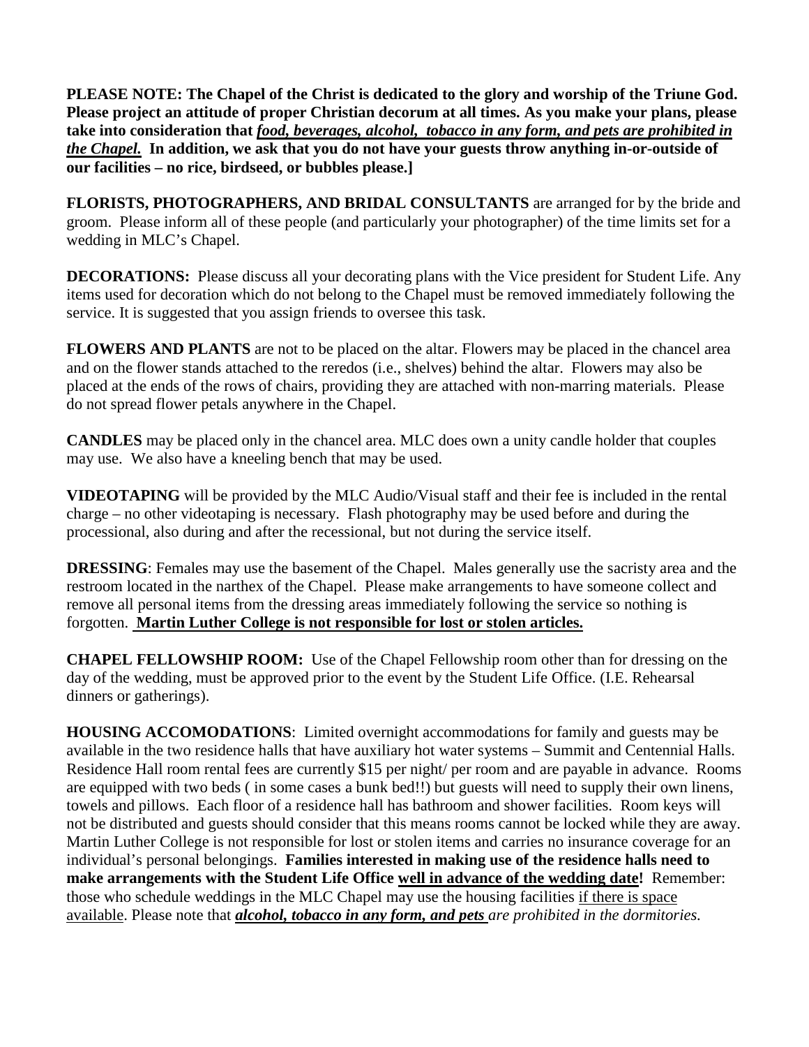**PLEASE NOTE: The Chapel of the Christ is dedicated to the glory and worship of the Triune God. Please project an attitude of proper Christian decorum at all times. As you make your plans, please take into consideration that *food, beverages, alcohol, tobacco in any form, and pets are prohibited in the Chapel.* In addition, we ask that you do not have your guests throw anything in-or-outside of our facilities – no rice, birdseed, or bubbles please.]**

**FLORISTS, PHOTOGRAPHERS, AND BRIDAL CONSULTANTS** are arranged for by the bride and groom. Please inform all of these people (and particularly your photographer) of the time limits set for a wedding in MLC's Chapel.

**DECORATIONS:** Please discuss all your decorating plans with the Vice president for Student Life. Any items used for decoration which do not belong to the Chapel must be removed immediately following the service. It is suggested that you assign friends to oversee this task.

**FLOWERS AND PLANTS** are not to be placed on the altar. Flowers may be placed in the chancel area and on the flower stands attached to the reredos (i.e., shelves) behind the altar. Flowers may also be placed at the ends of the rows of chairs, providing they are attached with non-marring materials. Please do not spread flower petals anywhere in the Chapel.

**CANDLES** may be placed only in the chancel area. MLC does own a unity candle holder that couples may use. We also have a kneeling bench that may be used.

**VIDEOTAPING** will be provided by the MLC Audio/Visual staff and their fee is included in the rental charge – no other videotaping is necessary. Flash photography may be used before and during the processional, also during and after the recessional, but not during the service itself.

**DRESSING**: Females may use the basement of the Chapel. Males generally use the sacristy area and the restroom located in the narthex of the Chapel. Please make arrangements to have someone collect and remove all personal items from the dressing areas immediately following the service so nothing is forgotten. **Martin Luther College is not responsible for lost or stolen articles.**

**CHAPEL FELLOWSHIP ROOM:** Use of the Chapel Fellowship room other than for dressing on the day of the wedding, must be approved prior to the event by the Student Life Office. (I.E. Rehearsal dinners or gatherings).

**HOUSING ACCOMODATIONS**: Limited overnight accommodations for family and guests may be available in the two residence halls that have auxiliary hot water systems – Summit and Centennial Halls. Residence Hall room rental fees are currently $15 per night/ per room and are payable in advance. Rooms are equipped with two beds ( in some cases a bunk bed!!) but guests will need to supply their own linens, towels and pillows. Each floor of a residence hall has bathroom and shower facilities. Room keys will not be distributed and guests should consider that this means rooms cannot be locked while they are away. Martin Luther College is not responsible for lost or stolen items and carries no insurance coverage for an individual's personal belongings. **Families interested in making use of the residence halls need to make arrangements with the Student Life Office well in advance of the wedding date!** Remember: those who schedule weddings in the MLC Chapel may use the housing facilities if there is space available. Please note that ***alcohol, tobacco in any form, and pets*** *are prohibited in the dormitories.*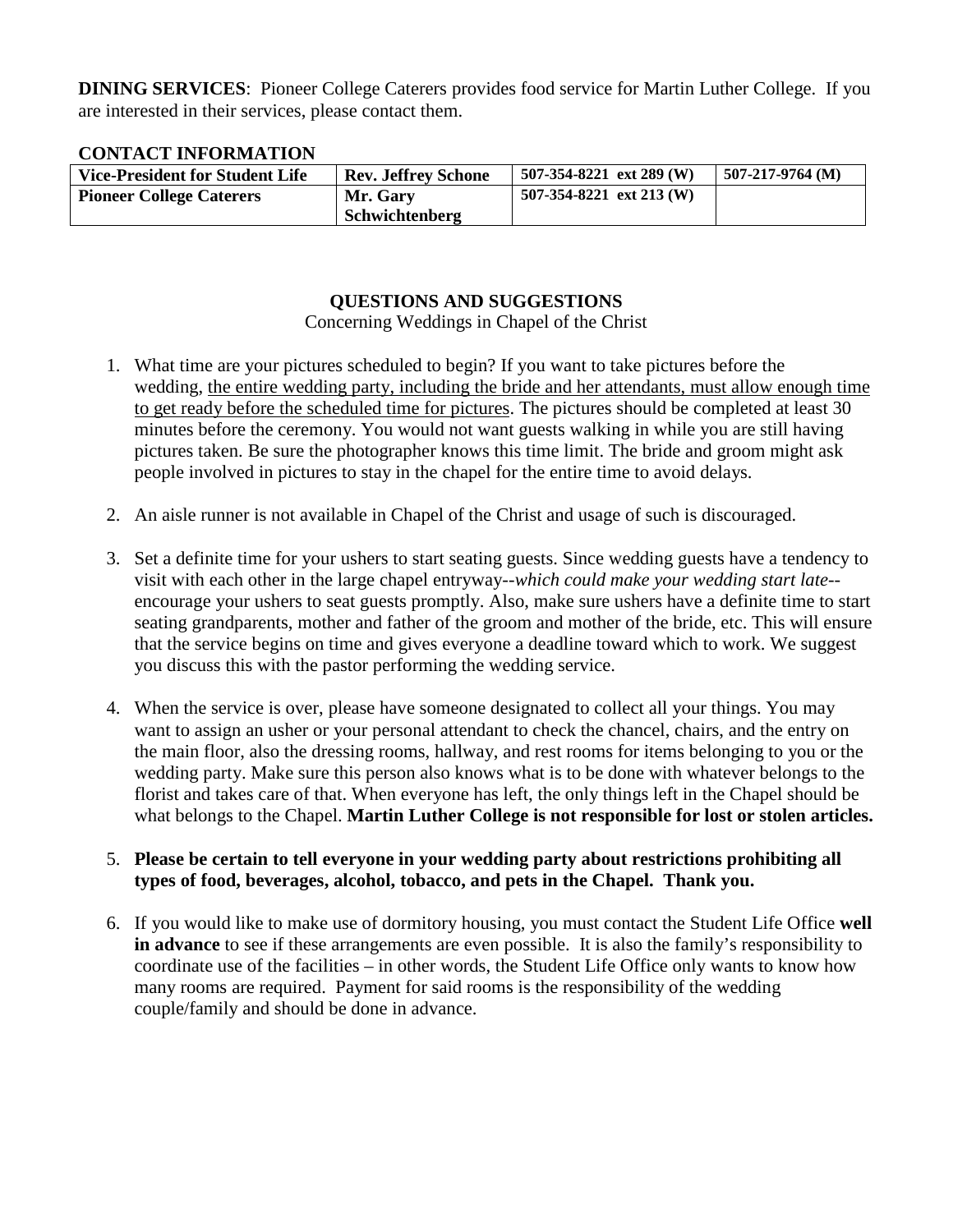**DINING SERVICES**: Pioneer College Caterers provides food service for Martin Luther College. If you are interested in their services, please contact them.

**CONTACT INFORMATION**

| **Vice-President for Student Life** | **Rev. Jeffrey Schone** | **507-354-8221 ext 289 (W)** | **507-217-9764 (M)** |
|---|---|---|---|
| **Pioneer College Caterers** | **Mr. Gary Schwichtenberg** | **507-354-8221 ext 213 (W)** | |

**QUESTIONS AND SUGGESTIONS**

Concerning Weddings in Chapel of the Christ

1. What time are your pictures scheduled to begin? If you want to take pictures before the wedding, the entire wedding party, including the bride and her attendants, must allow enough time to get ready before the scheduled time for pictures. The pictures should be completed at least 30 minutes before the ceremony. You would not want guests walking in while you are still having pictures taken. Be sure the photographer knows this time limit. The bride and groom might ask people involved in pictures to stay in the chapel for the entire time to avoid delays.

2. An aisle runner is not available in Chapel of the Christ and usage of such is discouraged.

3. Set a definite time for your ushers to start seating guests. Since wedding guests have a tendency to visit with each other in the large chapel entryway--*which could make your wedding start late*--encourage your ushers to seat guests promptly. Also, make sure ushers have a definite time to start seating grandparents, mother and father of the groom and mother of the bride, etc. This will ensure that the service begins on time and gives everyone a deadline toward which to work. We suggest you discuss this with the pastor performing the wedding service.

4. When the service is over, please have someone designated to collect all your things. You may want to assign an usher or your personal attendant to check the chancel, chairs, and the entry on the main floor, also the dressing rooms, hallway, and rest rooms for items belonging to you or the wedding party. Make sure this person also knows what is to be done with whatever belongs to the florist and takes care of that. When everyone has left, the only things left in the Chapel should be what belongs to the Chapel. **Martin Luther College is not responsible for lost or stolen articles.**

5. **Please be certain to tell everyone in your wedding party about restrictions prohibiting all types of food, beverages, alcohol, tobacco, and pets in the Chapel. Thank you.**

6. If you would like to make use of dormitory housing, you must contact the Student Life Office **well in advance** to see if these arrangements are even possible. It is also the family's responsibility to coordinate use of the facilities – in other words, the Student Life Office only wants to know how many rooms are required. Payment for said rooms is the responsibility of the wedding couple/family and should be done in advance.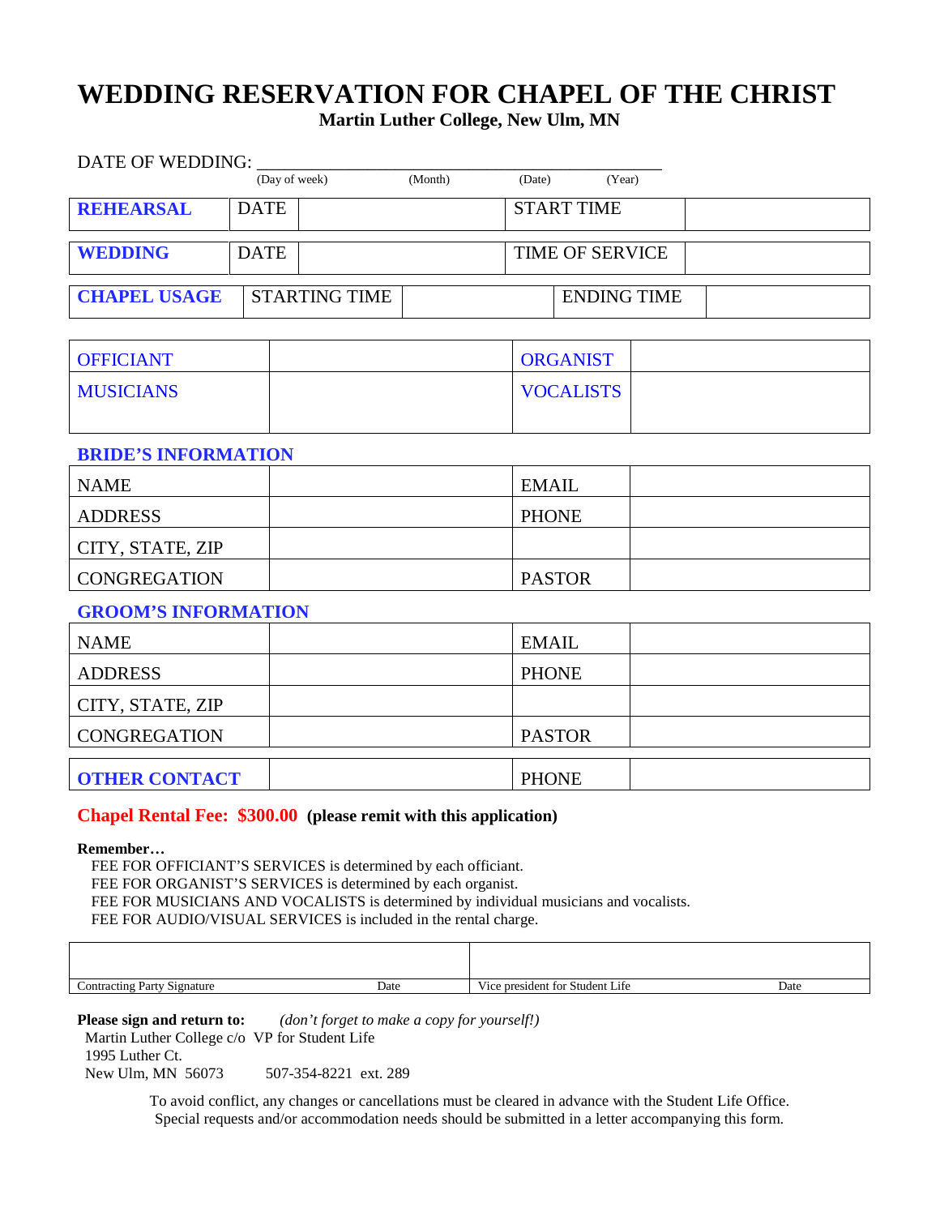# WEDDING RESERVATION FOR CHAPEL OF THE CHRIST

**Martin Luther College, New Ulm, MN**

DATE OF WEDDING: ____________________________________________
(Day of week) (Month) (Date) (Year)

| | | | | |
|---|---|---|---|---|
| **REHEARSAL** | DATE | | START TIME | |

| | | | | |
|---|---|---|---|---|
| **WEDDING** | DATE | | TIME OF SERVICE | |

| | | | | |
|---|---|---|---|---|
| **CHAPEL USAGE** | STARTING TIME | | ENDING TIME | |

| | | | |
|---|---|---|---|
| OFFICIANT | | ORGANIST | |
| MUSICIANS | | VOCALISTS | |

**BRIDE'S INFORMATION**

| | | | |
|---|---|---|---|
| NAME | | EMAIL | |
| ADDRESS | | PHONE | |
| CITY, STATE, ZIP | | | |
| CONGREGATION | | PASTOR | |

**GROOM'S INFORMATION**

| | | | |
|---|---|---|---|
| NAME | | EMAIL | |
| ADDRESS | | PHONE | |
| CITY, STATE, ZIP | | | |
| CONGREGATION | | PASTOR | |

| | | | |
|---|---|---|---|
| **OTHER CONTACT** | | PHONE | |

**Chapel Rental Fee: $300.00 (please remit with this application)**

**Remember…**

FEE FOR OFFICIANT'S SERVICES is determined by each officiant.
FEE FOR ORGANIST'S SERVICES is determined by each organist.
FEE FOR MUSICIANS AND VOCALISTS is determined by individual musicians and vocalists.
FEE FOR AUDIO/VISUAL SERVICES is included in the rental charge.

| | |
|---|---|
| Contracting Party Signature Date | Vice president for Student Life Date |

**Please sign and return to:** *(don't forget to make a copy for yourself!)*
Martin Luther College c/o VP for Student Life
1995 Luther Ct.
New Ulm, MN 56073 507-354-8221 ext. 289

To avoid conflict, any changes or cancellations must be cleared in advance with the Student Life Office.
Special requests and/or accommodation needs should be submitted in a letter accompanying this form.